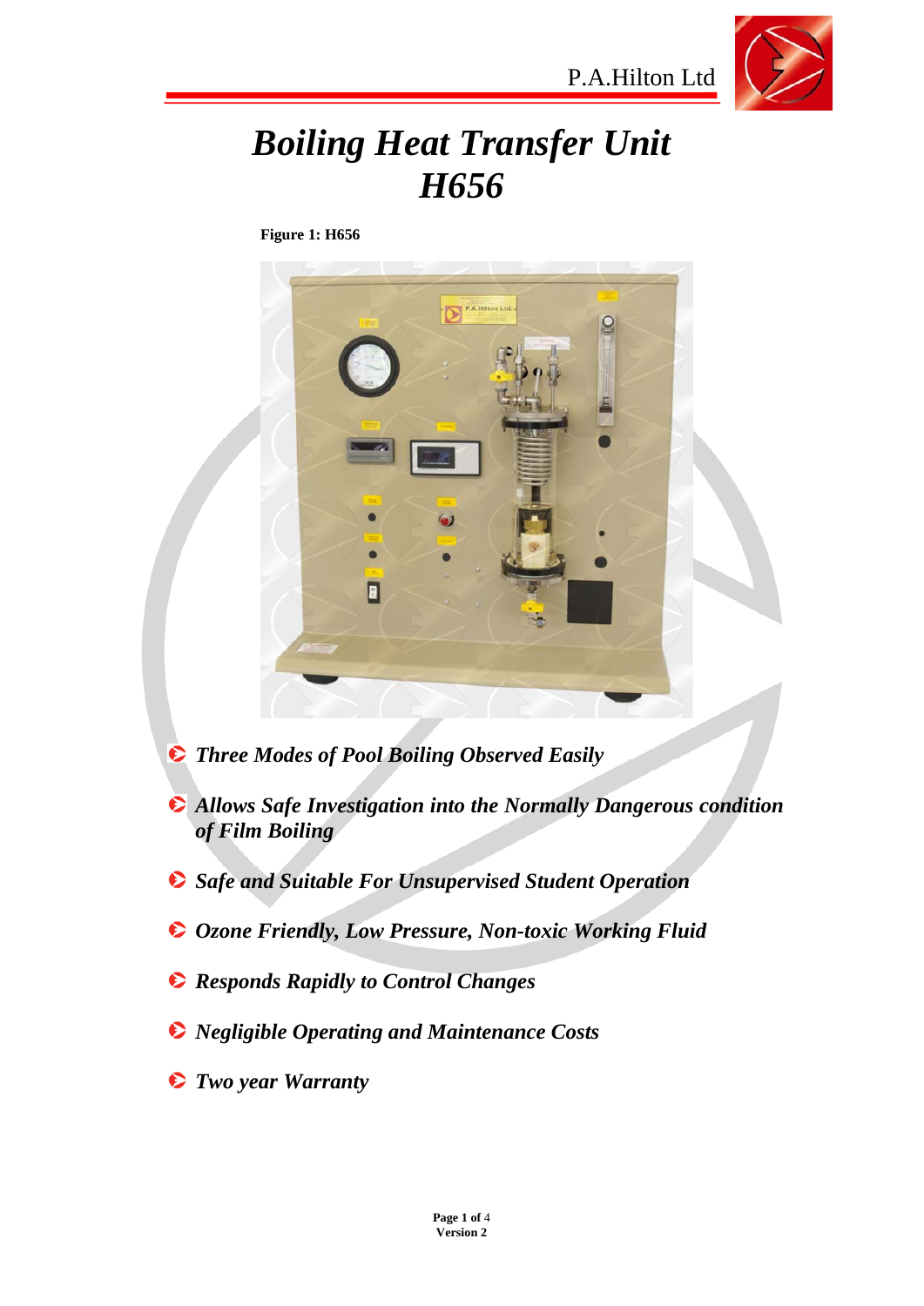# *Boiling Heat Transfer Unit H656*

**Figure 1: H656**

- ***Three Modes of Pool Boiling Observed Easily***
- ***Allows Safe Investigation into the Normally Dangerous condition of Film Boiling***
- ***Safe and Suitable For Unsupervised Student Operation***
- ***Ozone Friendly, Low Pressure, Non-toxic Working Fluid***
- ***Responds Rapidly to Control Changes***
- ***Negligible Operating and Maintenance Costs***
- ***Two year Warranty***

**Version 2**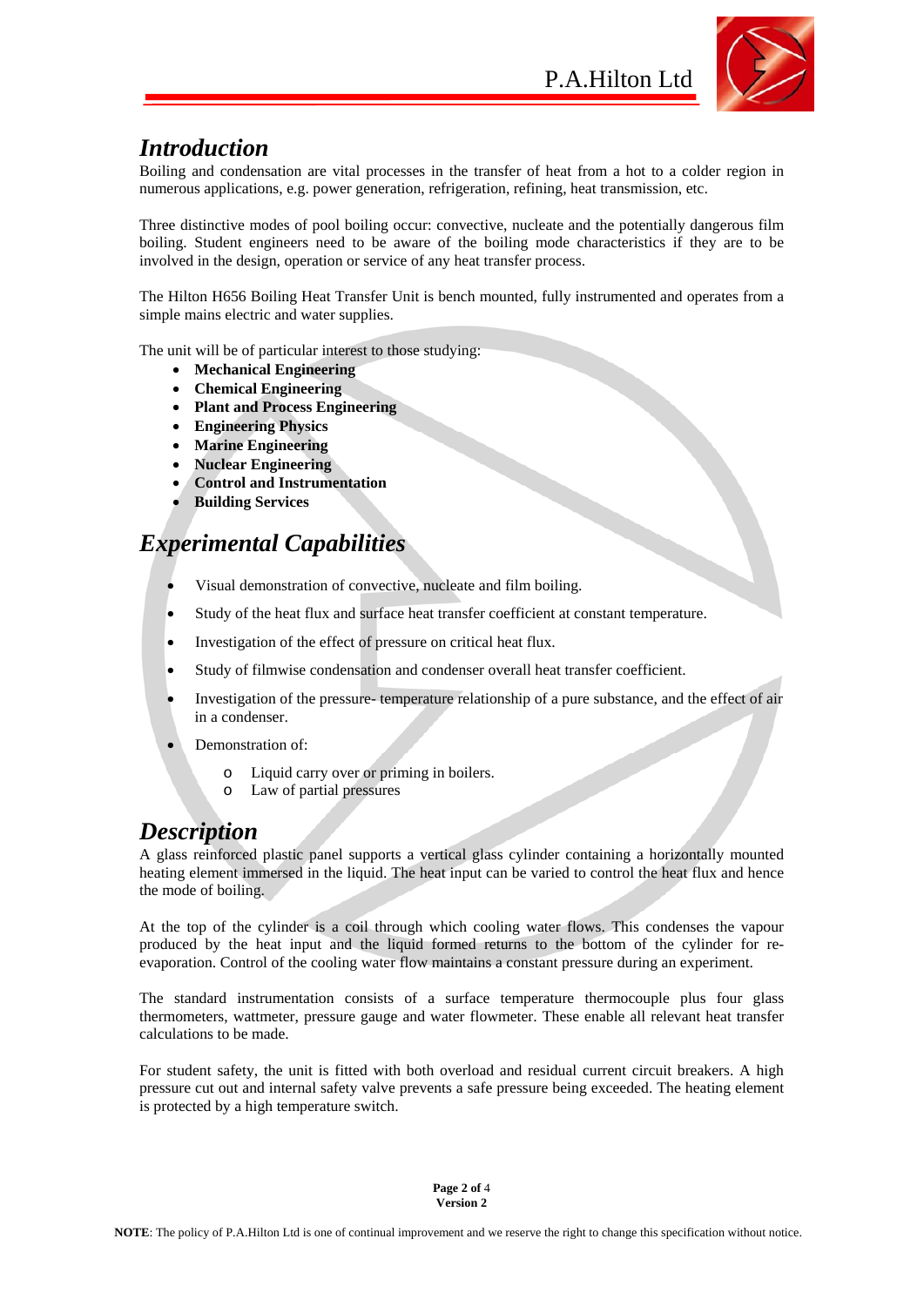## *Introduction*

Boiling and condensation are vital processes in the transfer of heat from a hot to a colder region in numerous applications, e.g. power generation, refrigeration, refining, heat transmission, etc.

Three distinctive modes of pool boiling occur: convective, nucleate and the potentially dangerous film boiling. Student engineers need to be aware of the boiling mode characteristics if they are to be involved in the design, operation or service of any heat transfer process.

The Hilton H656 Boiling Heat Transfer Unit is bench mounted, fully instrumented and operates from a simple mains electric and water supplies.

The unit will be of particular interest to those studying:

- **Mechanical Engineering**
- **Chemical Engineering**
- **Plant and Process Engineering**
- **Engineering Physics**
- **Marine Engineering**
- **Nuclear Engineering**
- **Control and Instrumentation**
- **Building Services**

## *Experimental Capabilities*

- Visual demonstration of convective, nucleate and film boiling.
- Study of the heat flux and surface heat transfer coefficient at constant temperature.
- Investigation of the effect of pressure on critical heat flux.
- Study of filmwise condensation and condenser overall heat transfer coefficient.
- Investigation of the pressure- temperature relationship of a pure substance, and the effect of air in a condenser.
- Demonstration of:
  - Liquid carry over or priming in boilers.
  - Law of partial pressures

## *Description*

A glass reinforced plastic panel supports a vertical glass cylinder containing a horizontally mounted heating element immersed in the liquid. The heat input can be varied to control the heat flux and hence the mode of boiling.

At the top of the cylinder is a coil through which cooling water flows. This condenses the vapour produced by the heat input and the liquid formed returns to the bottom of the cylinder for re-evaporation. Control of the cooling water flow maintains a constant pressure during an experiment.

The standard instrumentation consists of a surface temperature thermocouple plus four glass thermometers, wattmeter, pressure gauge and water flowmeter. These enable all relevant heat transfer calculations to be made.

For student safety, the unit is fitted with both overload and residual current circuit breakers. A high pressure cut out and internal safety valve prevents a safe pressure being exceeded. The heating element is protected by a high temperature switch.

**NOTE**: The policy of P.A.Hilton Ltd is one of continual improvement and we reserve the right to change this specification without notice.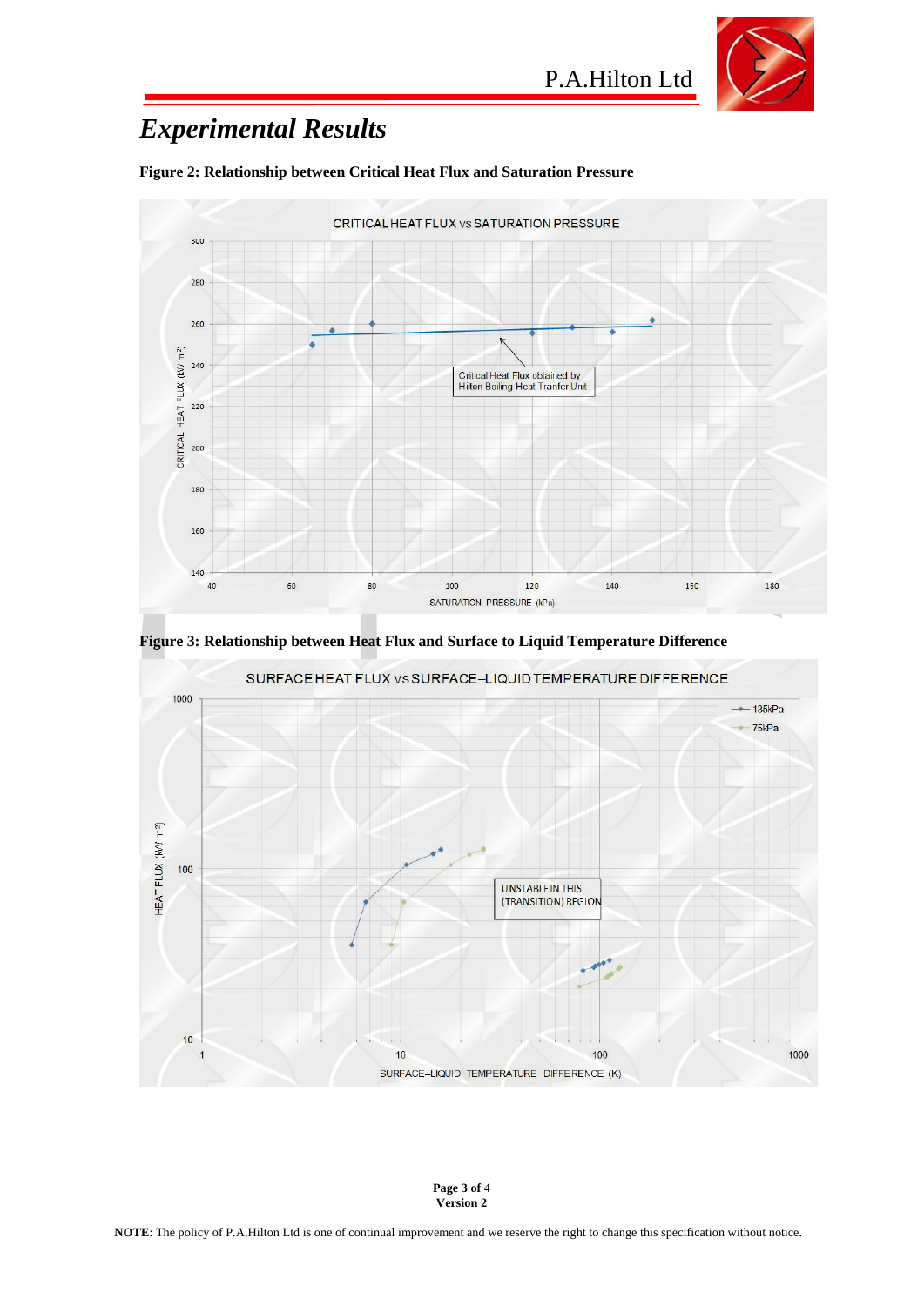# Experimental Results

**Figure 2: Relationship between Critical Heat Flux and Saturation Pressure**

CRITICAL HEAT FLUX vs SATURATION PRESSURE

Critical Heat Flux obtained by Hilton Boiling Heat Tranfer Unit

CRITICAL HEAT FLUX (kW/ m²)

SATURATION PRESSURE (kPa)

**Figure 3: Relationship between Heat Flux and Surface to Liquid Temperature Difference**

SURFACE HEAT FLUX vs SURFACE–LIQUID TEMPERATURE DIFFERENCE

135kPa

75kPa

UNSTABLE IN THIS (TRANSITION) REGION

HEAT FLUX (kW/ m²)

SURFACE–LIQUID TEMPERATURE DIFFERENCE (K)

**NOTE**: The policy of P.A.Hilton Ltd is one of continual improvement and we reserve the right to change this specification without notice.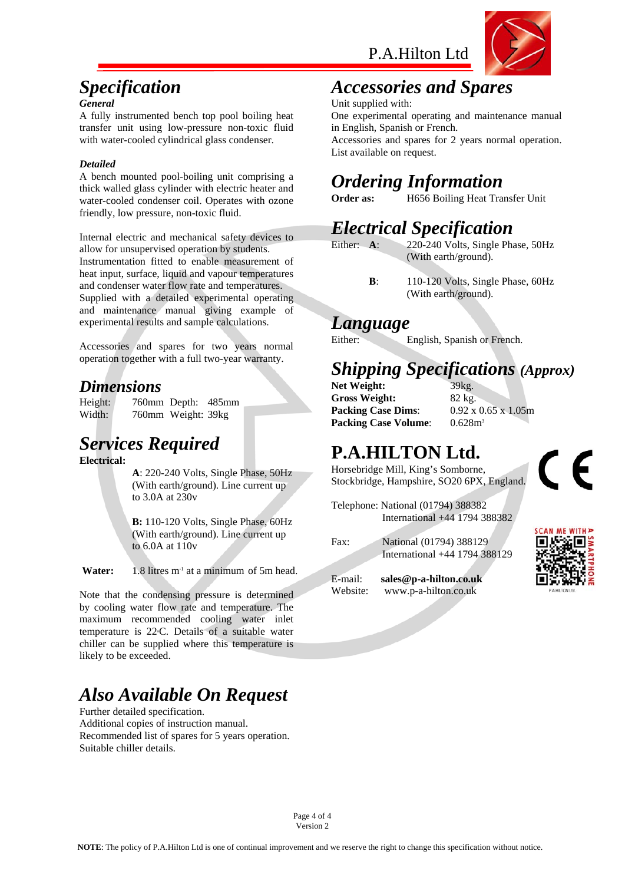# Specification

### *General*

A fully instrumented bench top pool boiling heat transfer unit using low-pressure non-toxic fluid with water-cooled cylindrical glass condenser.

### *Detailed*

A bench mounted pool-boiling unit comprising a thick walled glass cylinder with electric heater and water-cooled condenser coil. Operates with ozone friendly, low pressure, non-toxic fluid.

Internal electric and mechanical safety devices to allow for unsupervised operation by students.
Instrumentation fitted to enable measurement of heat input, surface, liquid and vapour temperatures and condenser water flow rate and temperatures.
Supplied with a detailed experimental operating and maintenance manual giving example of experimental results and sample calculations.

Accessories and spares for two years normal operation together with a full two-year warranty.

# Dimensions

| | | | |
|---|---|---|---|
| Height: | 760mm | Depth: | 485mm |
| Width: | 760mm | Weight: | 39kg |

# Services Required

**Electrical:**

**A**: 220-240 Volts, Single Phase, 50Hz (With earth/ground). Line current up to 3.0A at 230v

**B:** 110-120 Volts, Single Phase, 60Hz (With earth/ground). Line current up to 6.0A at 110v

**Water:** 1.8 litres $m^{-1}$ at a minimum of 5m head.

Note that the condensing pressure is determined by cooling water flow rate and temperature. The maximum recommended cooling water inlet temperature is 22°C. Details of a suitable water chiller can be supplied where this temperature is likely to be exceeded.

# Also Available On Request

Further detailed specification.
Additional copies of instruction manual.
Recommended list of spares for 5 years operation.
Suitable chiller details.

# Accessories and Spares

Unit supplied with:
One experimental operating and maintenance manual in English, Spanish or French.
Accessories and spares for 2 years normal operation. List available on request.

# Ordering Information

**Order as:** H656 Boiling Heat Transfer Unit

# Electrical Specification

Either: **A**: 220-240 Volts, Single Phase, 50Hz (With earth/ground).

**B**: 110-120 Volts, Single Phase, 60Hz (With earth/ground).

# Language

Either: English, Spanish or French.

# Shipping Specifications *(Approx)*

| | |
|---|---|
| **Net Weight:** | 39kg. |
| **Gross Weight:** | 82 kg. |
| **Packing Case Dims**: | 0.92 x 0.65 x 1.05m |
| **Packing Case Volume**: | $0.628m^3$ |

# P.A.HILTON Ltd.

Horsebridge Mill, King's Somborne,
Stockbridge, Hampshire, SO20 6PX, England.

Telephone: National (01794) 388382
International +44 1794 388382

Fax: National (01794) 388129
International +44 1794 388129

E-mail: **sales@p-a-hilton.co.uk**
Website: www.p-a-hilton.co.uk

SCAN ME WITH A SMARTPHONE

Version 2

**NOTE**: The policy of P.A.Hilton Ltd is one of continual improvement and we reserve the right to change this specification without notice.